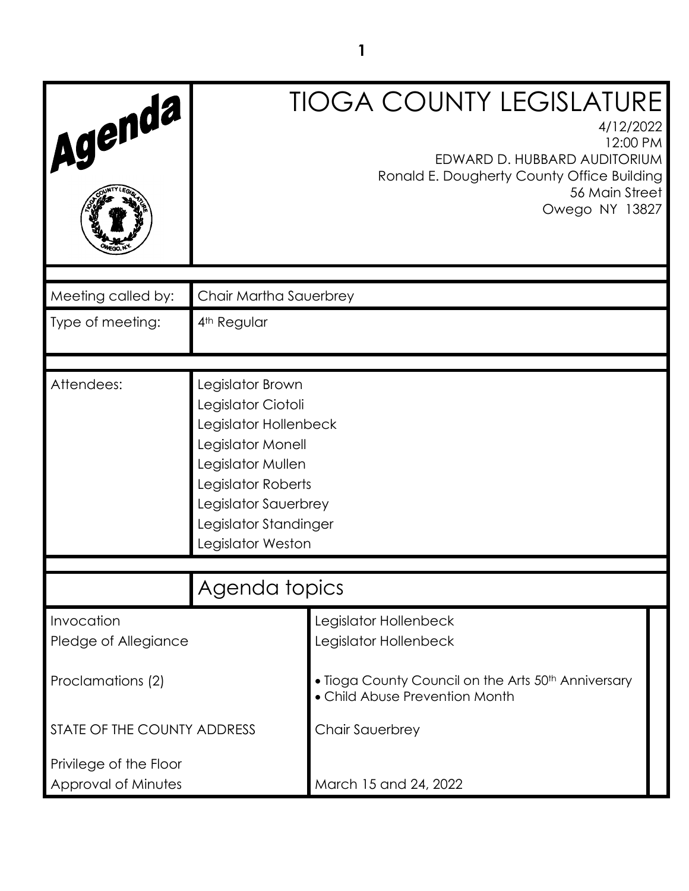# Agenda

# TIOGA COUNTY LEGISLATURE

4/12/2022
12:00 PM
EDWARD D. HUBBARD AUDITORIUM
Ronald E. Dougherty County Office Building
56 Main Street
Owego NY 13827

| | |
|---|---|
| Meeting called by: | Chair Martha Sauerbrey |
| Type of meeting: | 4th Regular |
| Attendees: | Legislator Brown<br>Legislator Ciotoli<br>Legislator Hollenbeck<br>Legislator Monell<br>Legislator Mullen<br>Legislator Roberts<br>Legislator Sauerbrey<br>Legislator Standinger<br>Legislator Weston |

## Agenda topics

| | |
|---|---|
| Invocation | Legislator Hollenbeck |
| Pledge of Allegiance | Legislator Hollenbeck |
| Proclamations (2) | • Tioga County Council on the Arts 50th Anniversary<br>• Child Abuse Prevention Month |
| STATE OF THE COUNTY ADDRESS | Chair Sauerbrey |
| Privilege of the Floor | |
| Approval of Minutes | March 15 and 24, 2022 |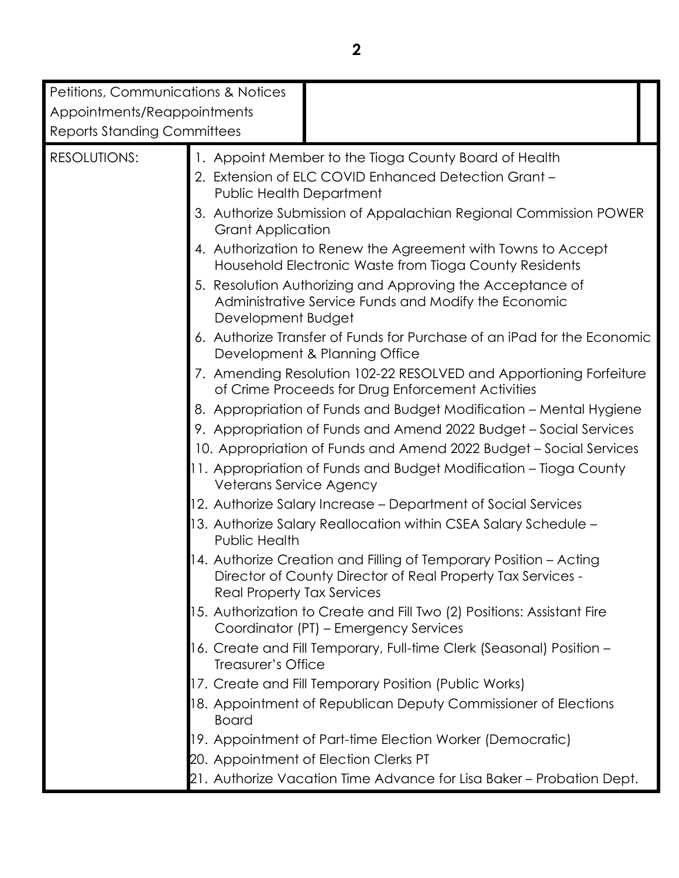| | |
|---|---|
| Petitions, Communications & Notices<br>Appointments/Reappointments<br>Reports Standing Committees | |
| RESOLUTIONS: | 1. Appoint Member to the Tioga County Board of Health<br>2. Extension of ELC COVID Enhanced Detection Grant – Public Health Department<br>3. Authorize Submission of Appalachian Regional Commission POWER Grant Application<br>4. Authorization to Renew the Agreement with Towns to Accept Household Electronic Waste from Tioga County Residents<br>5. Resolution Authorizing and Approving the Acceptance of Administrative Service Funds and Modify the Economic Development Budget<br>6. Authorize Transfer of Funds for Purchase of an iPad for the Economic Development & Planning Office<br>7. Amending Resolution 102-22 RESOLVED and Apportioning Forfeiture of Crime Proceeds for Drug Enforcement Activities<br>8. Appropriation of Funds and Budget Modification – Mental Hygiene<br>9. Appropriation of Funds and Amend 2022 Budget – Social Services<br>10. Appropriation of Funds and Amend 2022 Budget – Social Services<br>11. Appropriation of Funds and Budget Modification – Tioga County Veterans Service Agency<br>12. Authorize Salary Increase – Department of Social Services<br>13. Authorize Salary Reallocation within CSEA Salary Schedule – Public Health<br>14. Authorize Creation and Filling of Temporary Position – Acting Director of County Director of Real Property Tax Services - Real Property Tax Services<br>15. Authorization to Create and Fill Two (2) Positions: Assistant Fire Coordinator (PT) – Emergency Services<br>16. Create and Fill Temporary, Full-time Clerk (Seasonal) Position – Treasurer's Office<br>17. Create and Fill Temporary Position (Public Works)<br>18. Appointment of Republican Deputy Commissioner of Elections Board<br>19. Appointment of Part-time Election Worker (Democratic)<br>20. Appointment of Election Clerks PT<br>21. Authorize Vacation Time Advance for Lisa Baker – Probation Dept. |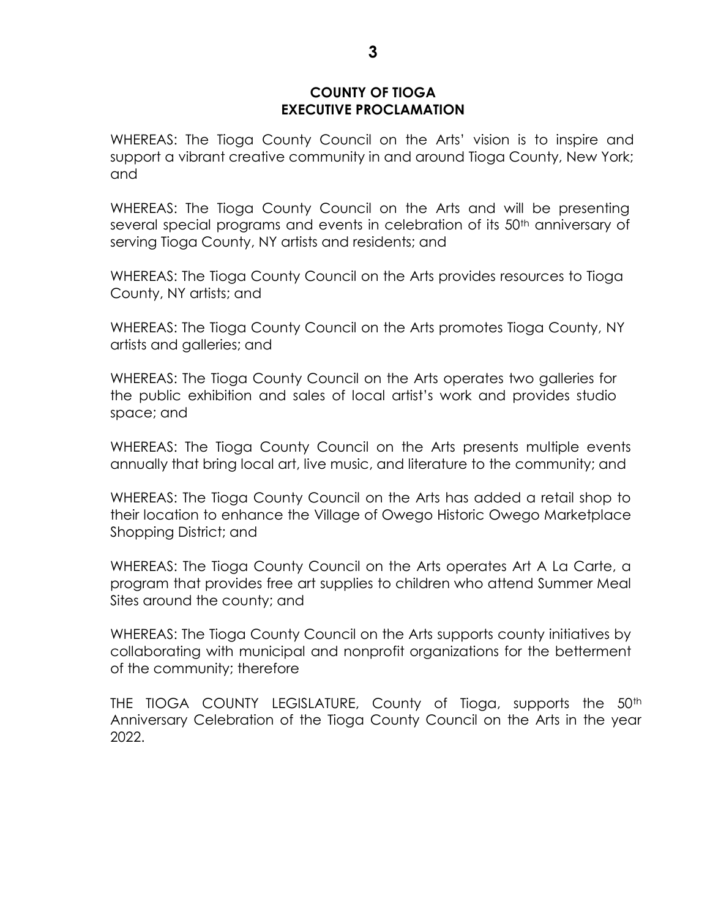**COUNTY OF TIOGA**
**EXECUTIVE PROCLAMATION**

WHEREAS: The Tioga County Council on the Arts' vision is to inspire and support a vibrant creative community in and around Tioga County, New York; and

WHEREAS: The Tioga County Council on the Arts and will be presenting several special programs and events in celebration of its 50th anniversary of serving Tioga County, NY artists and residents; and

WHEREAS: The Tioga County Council on the Arts provides resources to Tioga County, NY artists; and

WHEREAS: The Tioga County Council on the Arts promotes Tioga County, NY artists and galleries; and

WHEREAS: The Tioga County Council on the Arts operates two galleries for the public exhibition and sales of local artist's work and provides studio space; and

WHEREAS: The Tioga County Council on the Arts presents multiple events annually that bring local art, live music, and literature to the community; and

WHEREAS: The Tioga County Council on the Arts has added a retail shop to their location to enhance the Village of Owego Historic Owego Marketplace Shopping District; and

WHEREAS: The Tioga County Council on the Arts operates Art A La Carte, a program that provides free art supplies to children who attend Summer Meal Sites around the county; and

WHEREAS: The Tioga County Council on the Arts supports county initiatives by collaborating with municipal and nonprofit organizations for the betterment of the community; therefore

THE TIOGA COUNTY LEGISLATURE, County of Tioga, supports the 50th Anniversary Celebration of the Tioga County Council on the Arts in the year 2022.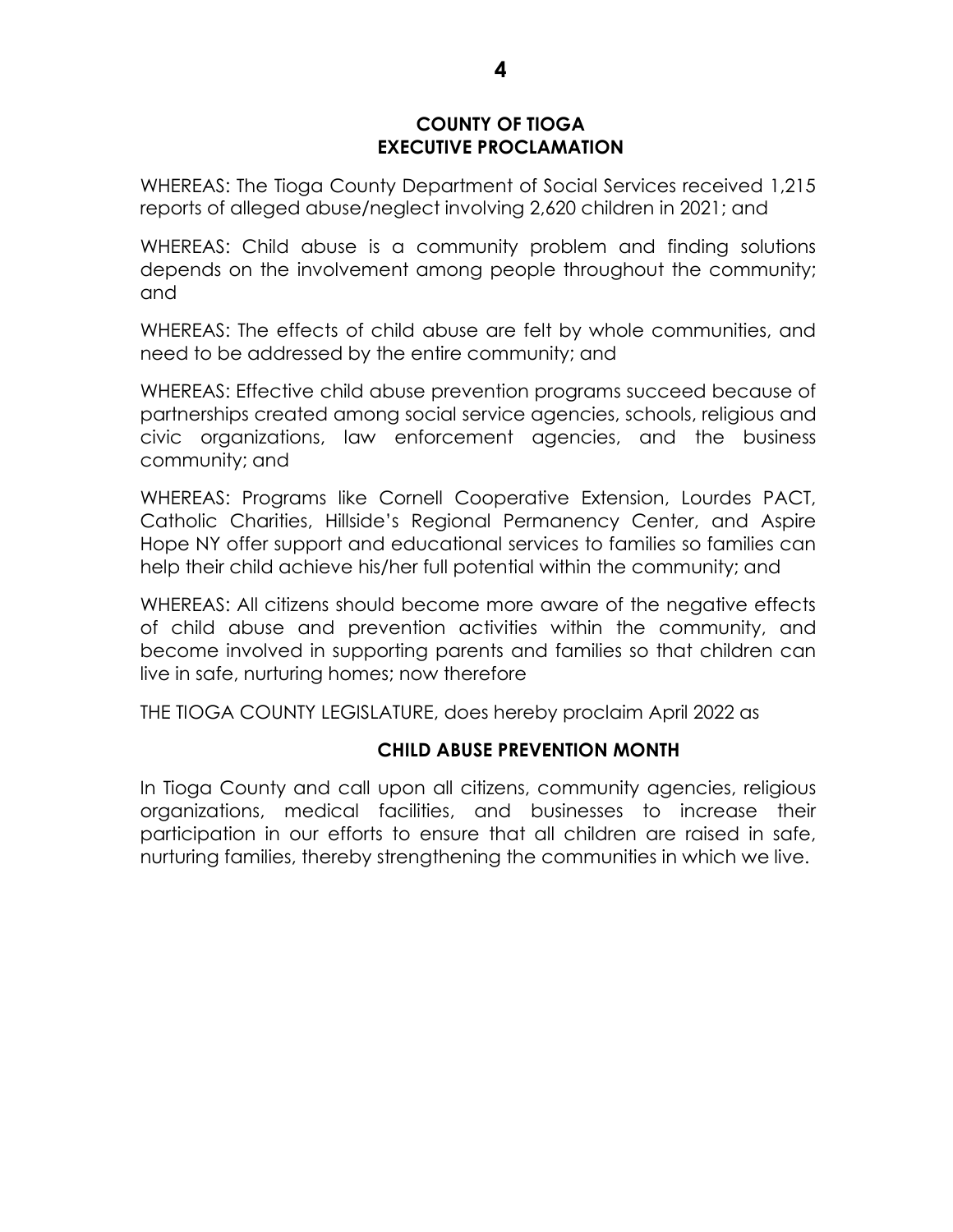**COUNTY OF TIOGA**
**EXECUTIVE PROCLAMATION**

WHEREAS: The Tioga County Department of Social Services received 1,215 reports of alleged abuse/neglect involving 2,620 children in 2021; and

WHEREAS: Child abuse is a community problem and finding solutions depends on the involvement among people throughout the community; and

WHEREAS: The effects of child abuse are felt by whole communities, and need to be addressed by the entire community; and

WHEREAS: Effective child abuse prevention programs succeed because of partnerships created among social service agencies, schools, religious and civic organizations, law enforcement agencies, and the business community; and

WHEREAS: Programs like Cornell Cooperative Extension, Lourdes PACT, Catholic Charities, Hillside's Regional Permanency Center, and Aspire Hope NY offer support and educational services to families so families can help their child achieve his/her full potential within the community; and

WHEREAS: All citizens should become more aware of the negative effects of child abuse and prevention activities within the community, and become involved in supporting parents and families so that children can live in safe, nurturing homes; now therefore

THE TIOGA COUNTY LEGISLATURE, does hereby proclaim April 2022 as

**CHILD ABUSE PREVENTION MONTH**

In Tioga County and call upon all citizens, community agencies, religious organizations, medical facilities, and businesses to increase their participation in our efforts to ensure that all children are raised in safe, nurturing families, thereby strengthening the communities in which we live.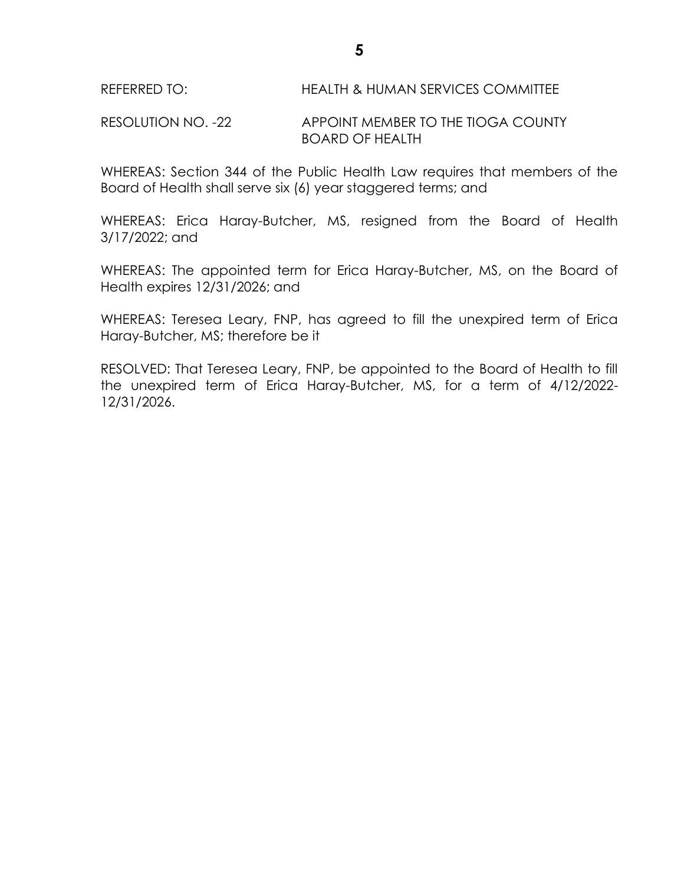REFERRED TO: HEALTH & HUMAN SERVICES COMMITTEE

RESOLUTION NO. -22 APPOINT MEMBER TO THE TIOGA COUNTY BOARD OF HEALTH

WHEREAS: Section 344 of the Public Health Law requires that members of the Board of Health shall serve six (6) year staggered terms; and

WHEREAS: Erica Haray-Butcher, MS, resigned from the Board of Health 3/17/2022; and

WHEREAS: The appointed term for Erica Haray-Butcher, MS, on the Board of Health expires 12/31/2026; and

WHEREAS: Teresea Leary, FNP, has agreed to fill the unexpired term of Erica Haray-Butcher, MS; therefore be it

RESOLVED: That Teresea Leary, FNP, be appointed to the Board of Health to fill the unexpired term of Erica Haray-Butcher, MS, for a term of 4/12/2022-12/31/2026.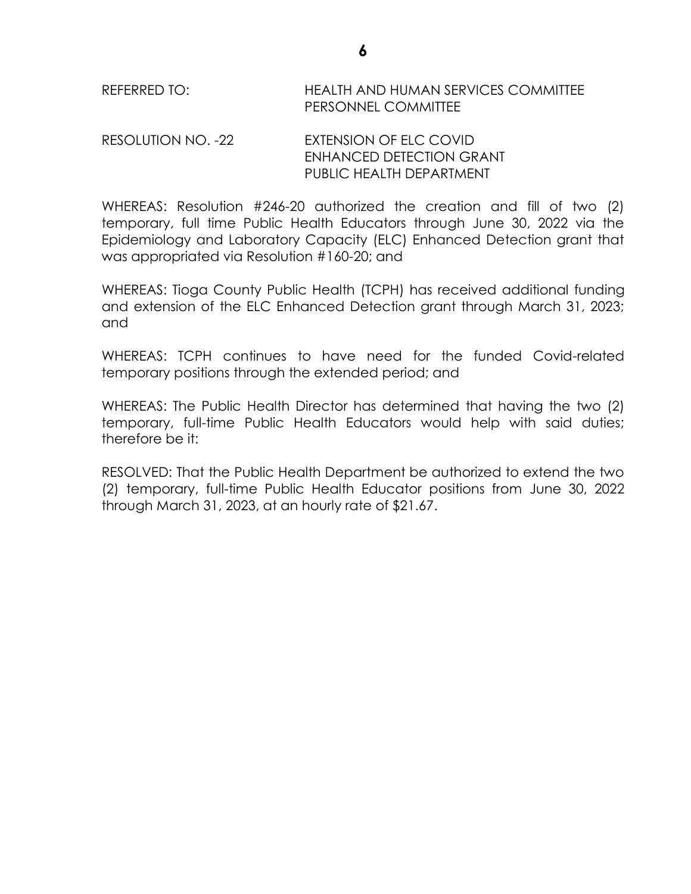REFERRED TO: HEALTH AND HUMAN SERVICES COMMITTEE
PERSONNEL COMMITTEE

RESOLUTION NO. -22 EXTENSION OF ELC COVID ENHANCED DETECTION GRANT PUBLIC HEALTH DEPARTMENT

WHEREAS: Resolution #246-20 authorized the creation and fill of two (2) temporary, full time Public Health Educators through June 30, 2022 via the Epidemiology and Laboratory Capacity (ELC) Enhanced Detection grant that was appropriated via Resolution #160-20; and

WHEREAS: Tioga County Public Health (TCPH) has received additional funding and extension of the ELC Enhanced Detection grant through March 31, 2023; and

WHEREAS: TCPH continues to have need for the funded Covid-related temporary positions through the extended period; and

WHEREAS: The Public Health Director has determined that having the two (2) temporary, full-time Public Health Educators would help with said duties; therefore be it:

RESOLVED: That the Public Health Department be authorized to extend the two (2) temporary, full-time Public Health Educator positions from June 30, 2022 through March 31, 2023, at an hourly rate of $21.67.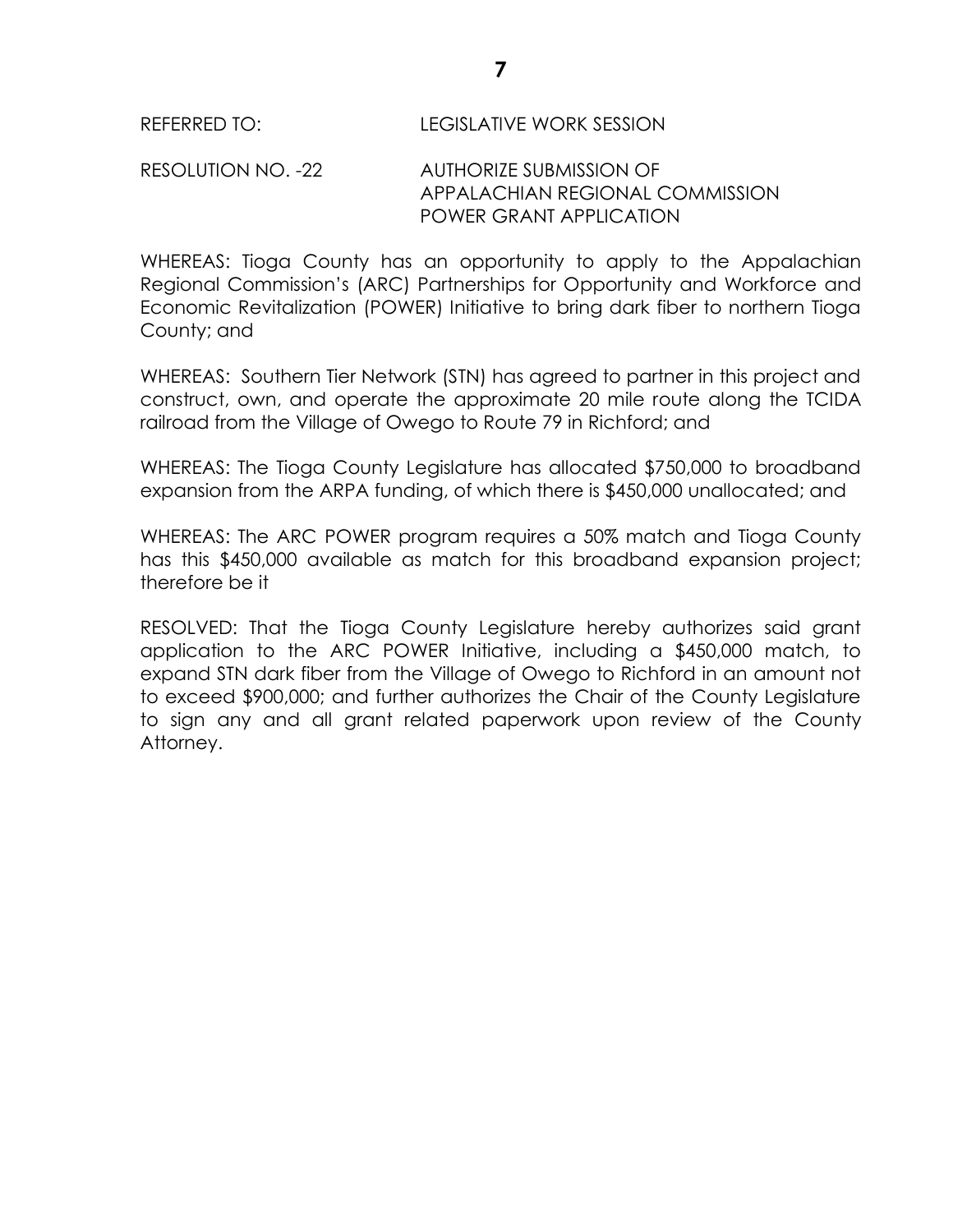REFERRED TO: LEGISLATIVE WORK SESSION

RESOLUTION NO. -22 AUTHORIZE SUBMISSION OF APPALACHIAN REGIONAL COMMISSION POWER GRANT APPLICATION

WHEREAS: Tioga County has an opportunity to apply to the Appalachian Regional Commission's (ARC) Partnerships for Opportunity and Workforce and Economic Revitalization (POWER) Initiative to bring dark fiber to northern Tioga County; and

WHEREAS: Southern Tier Network (STN) has agreed to partner in this project and construct, own, and operate the approximate 20 mile route along the TCIDA railroad from the Village of Owego to Route 79 in Richford; and

WHEREAS: The Tioga County Legislature has allocated $750,000 to broadband expansion from the ARPA funding, of which there is $450,000 unallocated; and

WHEREAS: The ARC POWER program requires a 50% match and Tioga County has this $450,000 available as match for this broadband expansion project; therefore be it

RESOLVED: That the Tioga County Legislature hereby authorizes said grant application to the ARC POWER Initiative, including a $450,000 match, to expand STN dark fiber from the Village of Owego to Richford in an amount not to exceed $900,000; and further authorizes the Chair of the County Legislature to sign any and all grant related paperwork upon review of the County Attorney.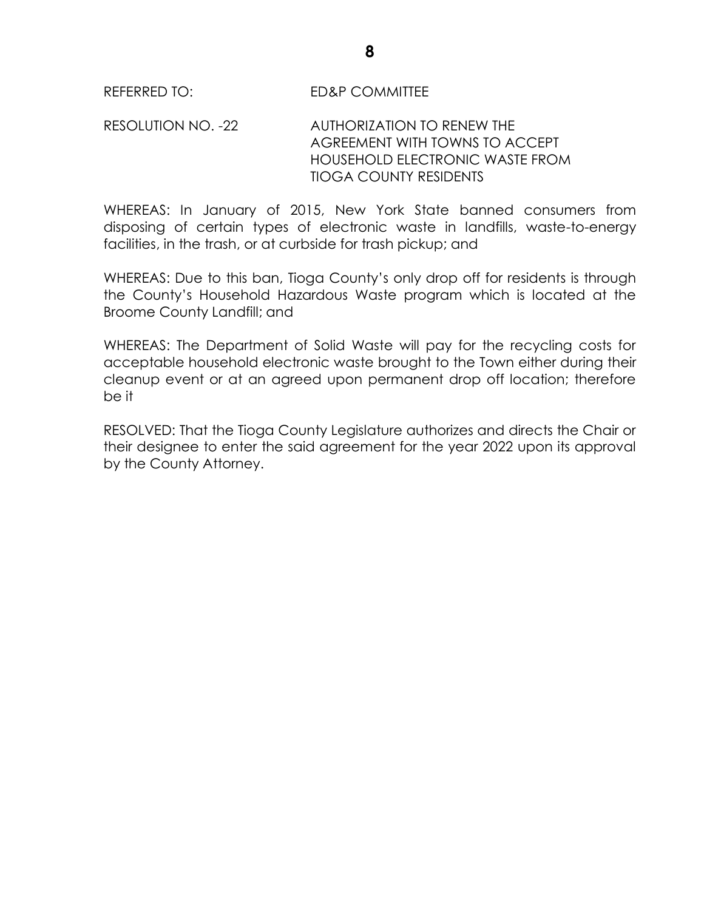REFERRED TO: ED&P COMMITTEE

RESOLUTION NO. -22 AUTHORIZATION TO RENEW THE AGREEMENT WITH TOWNS TO ACCEPT HOUSEHOLD ELECTRONIC WASTE FROM TIOGA COUNTY RESIDENTS

WHEREAS: In January of 2015, New York State banned consumers from disposing of certain types of electronic waste in landfills, waste-to-energy facilities, in the trash, or at curbside for trash pickup; and

WHEREAS: Due to this ban, Tioga County's only drop off for residents is through the County's Household Hazardous Waste program which is located at the Broome County Landfill; and

WHEREAS: The Department of Solid Waste will pay for the recycling costs for acceptable household electronic waste brought to the Town either during their cleanup event or at an agreed upon permanent drop off location; therefore be it

RESOLVED: That the Tioga County Legislature authorizes and directs the Chair or their designee to enter the said agreement for the year 2022 upon its approval by the County Attorney.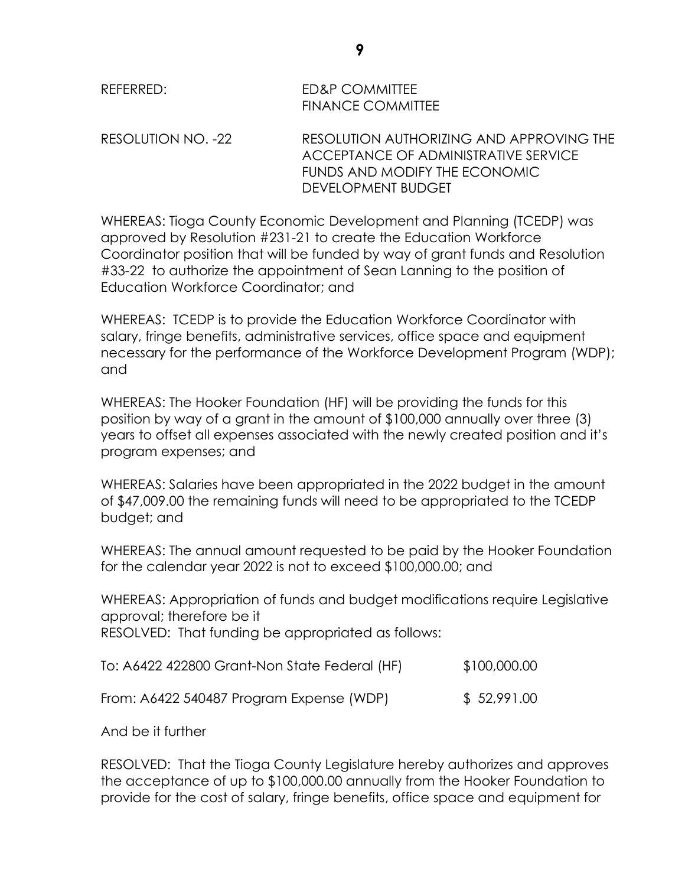REFERRED: ED&P COMMITTEE
FINANCE COMMITTEE

RESOLUTION NO. -22 RESOLUTION AUTHORIZING AND APPROVING THE ACCEPTANCE OF ADMINISTRATIVE SERVICE FUNDS AND MODIFY THE ECONOMIC DEVELOPMENT BUDGET

WHEREAS: Tioga County Economic Development and Planning (TCEDP) was approved by Resolution #231-21 to create the Education Workforce Coordinator position that will be funded by way of grant funds and Resolution #33-22 to authorize the appointment of Sean Lanning to the position of Education Workforce Coordinator; and

WHEREAS: TCEDP is to provide the Education Workforce Coordinator with salary, fringe benefits, administrative services, office space and equipment necessary for the performance of the Workforce Development Program (WDP); and

WHEREAS: The Hooker Foundation (HF) will be providing the funds for this position by way of a grant in the amount of $100,000 annually over three (3) years to offset all expenses associated with the newly created position and it's program expenses; and

WHEREAS: Salaries have been appropriated in the 2022 budget in the amount of $47,009.00 the remaining funds will need to be appropriated to the TCEDP budget; and

WHEREAS: The annual amount requested to be paid by the Hooker Foundation for the calendar year 2022 is not to exceed $100,000.00; and

WHEREAS: Appropriation of funds and budget modifications require Legislative approval; therefore be it

RESOLVED: That funding be appropriated as follows:

| | |
|---|---|
| To: A6422 422800 Grant-Non State Federal (HF) | $100,000.00 |
| From: A6422 540487 Program Expense (WDP) | $ 52,991.00 |

And be it further

RESOLVED: That the Tioga County Legislature hereby authorizes and approves the acceptance of up to $100,000.00 annually from the Hooker Foundation to provide for the cost of salary, fringe benefits, office space and equipment for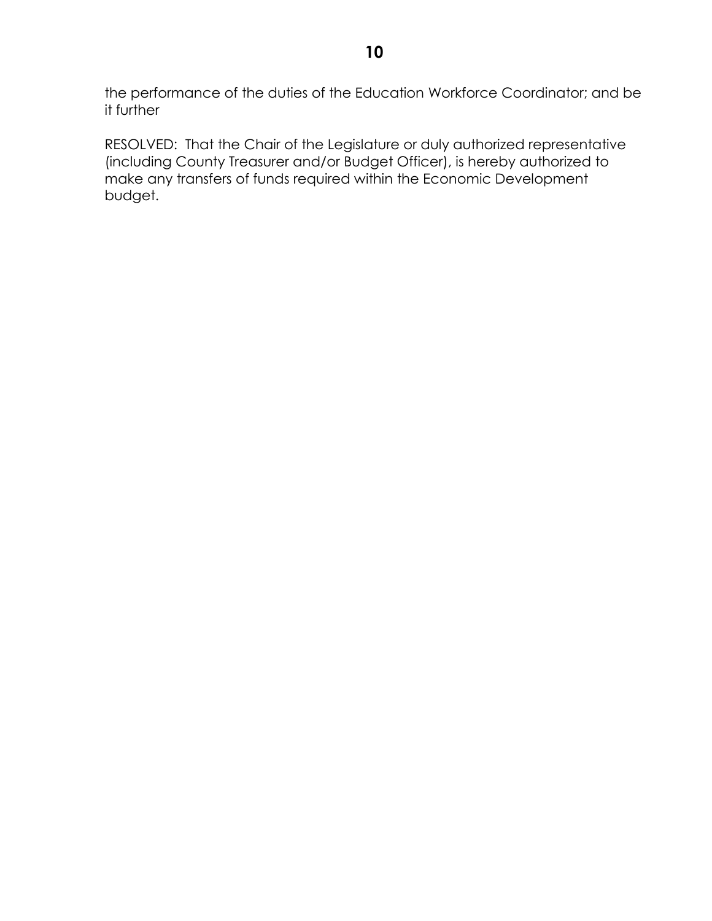the performance of the duties of the Education Workforce Coordinator; and be it further

RESOLVED: That the Chair of the Legislature or duly authorized representative (including County Treasurer and/or Budget Officer), is hereby authorized to make any transfers of funds required within the Economic Development budget.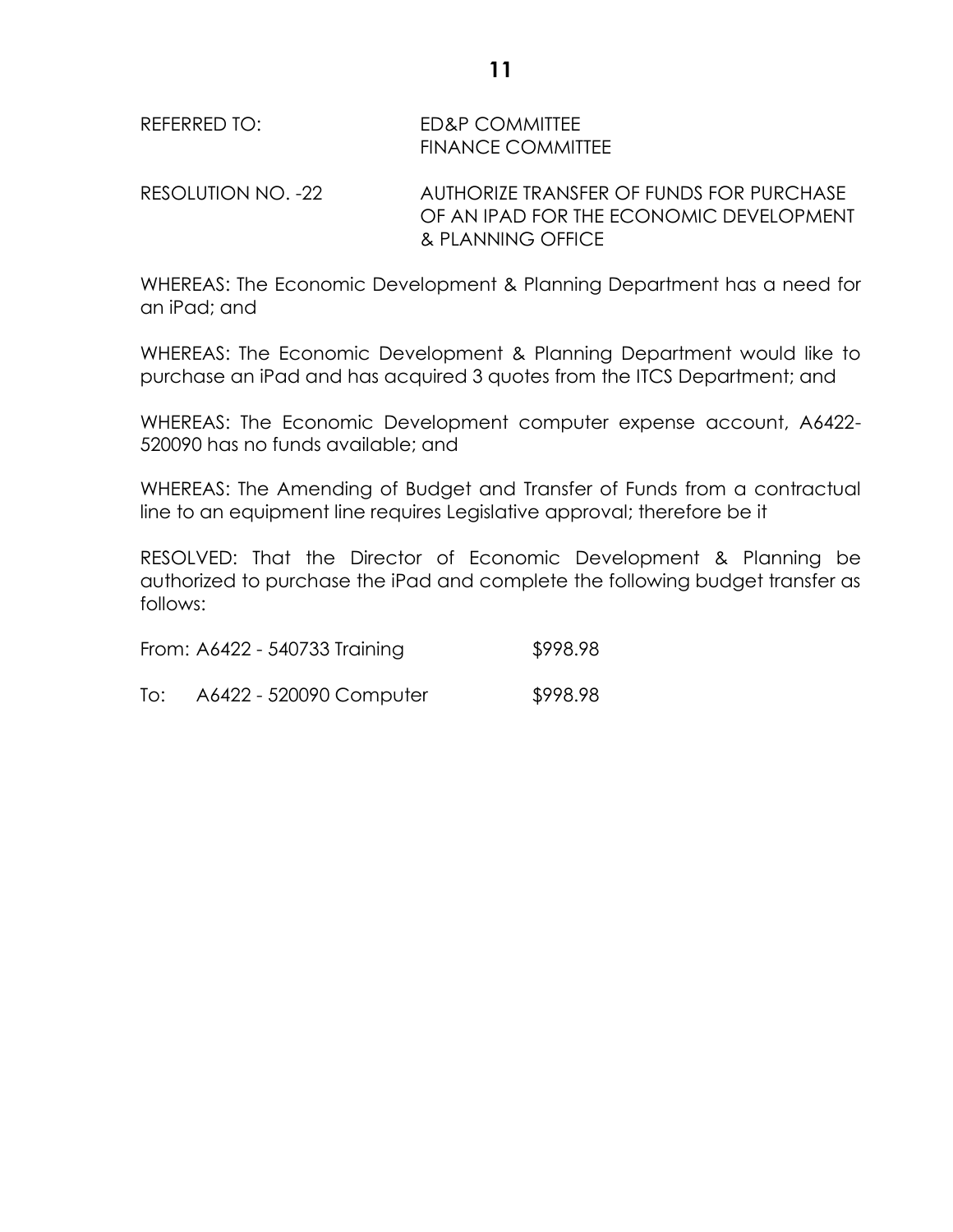REFERRED TO: ED&P COMMITTEE
FINANCE COMMITTEE

RESOLUTION NO. -22 AUTHORIZE TRANSFER OF FUNDS FOR PURCHASE OF AN IPAD FOR THE ECONOMIC DEVELOPMENT & PLANNING OFFICE

WHEREAS: The Economic Development & Planning Department has a need for an iPad; and

WHEREAS: The Economic Development & Planning Department would like to purchase an iPad and has acquired 3 quotes from the ITCS Department; and

WHEREAS: The Economic Development computer expense account, A6422-520090 has no funds available; and

WHEREAS: The Amending of Budget and Transfer of Funds from a contractual line to an equipment line requires Legislative approval; therefore be it

RESOLVED: That the Director of Economic Development & Planning be authorized to purchase the iPad and complete the following budget transfer as follows:

From: A6422 - 540733 Training $998.98

To: A6422 - 520090 Computer $998.98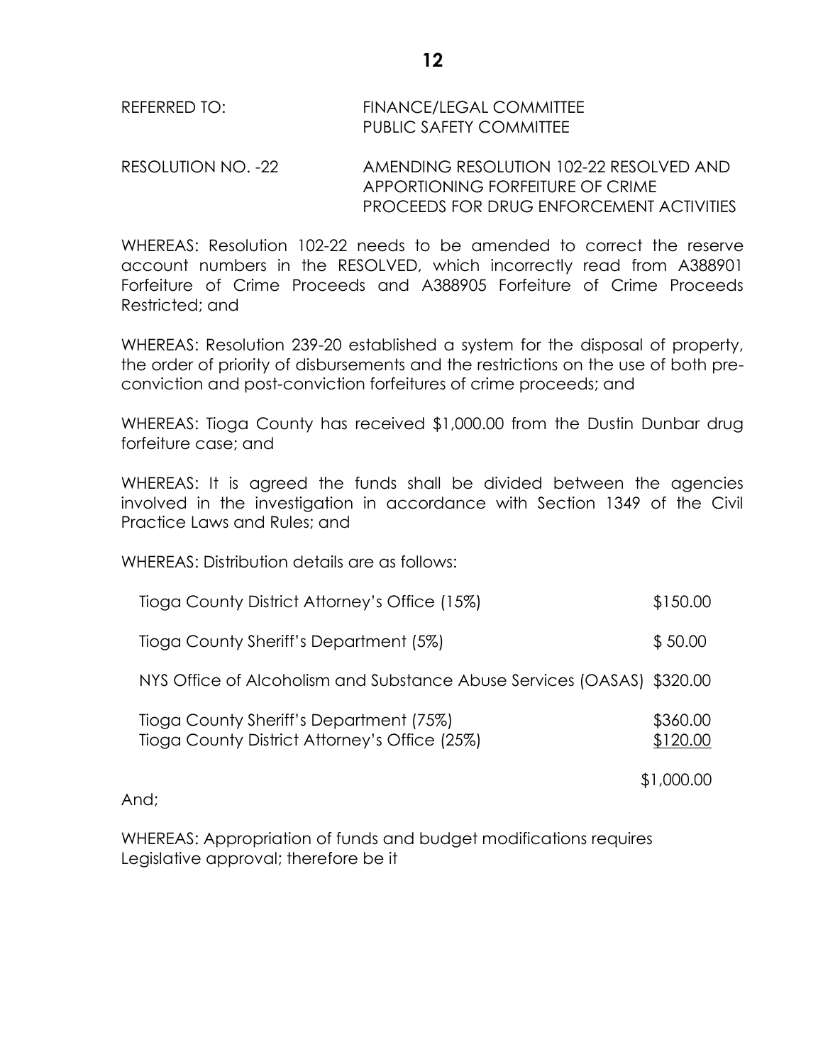REFERRED TO: FINANCE/LEGAL COMMITTEE
PUBLIC SAFETY COMMITTEE

RESOLUTION NO. -22 AMENDING RESOLUTION 102-22 RESOLVED AND APPORTIONING FORFEITURE OF CRIME PROCEEDS FOR DRUG ENFORCEMENT ACTIVITIES

WHEREAS: Resolution 102-22 needs to be amended to correct the reserve account numbers in the RESOLVED, which incorrectly read from A388901 Forfeiture of Crime Proceeds and A388905 Forfeiture of Crime Proceeds Restricted; and

WHEREAS: Resolution 239-20 established a system for the disposal of property, the order of priority of disbursements and the restrictions on the use of both pre-conviction and post-conviction forfeitures of crime proceeds; and

WHEREAS: Tioga County has received $1,000.00 from the Dustin Dunbar drug forfeiture case; and

WHEREAS: It is agreed the funds shall be divided between the agencies involved in the investigation in accordance with Section 1349 of the Civil Practice Laws and Rules; and

WHEREAS: Distribution details are as follows:

| | |
|---|---|
| Tioga County District Attorney's Office (15%) | $150.00 |
| Tioga County Sheriff's Department (5%) | $ 50.00 |
| NYS Office of Alcoholism and Substance Abuse Services (OASAS) | $320.00 |
| Tioga County Sheriff's Department (75%) | $360.00 |
| Tioga County District Attorney's Office (25%) | $120.00 |
| | $1,000.00 |

And;

WHEREAS: Appropriation of funds and budget modifications requires Legislative approval; therefore be it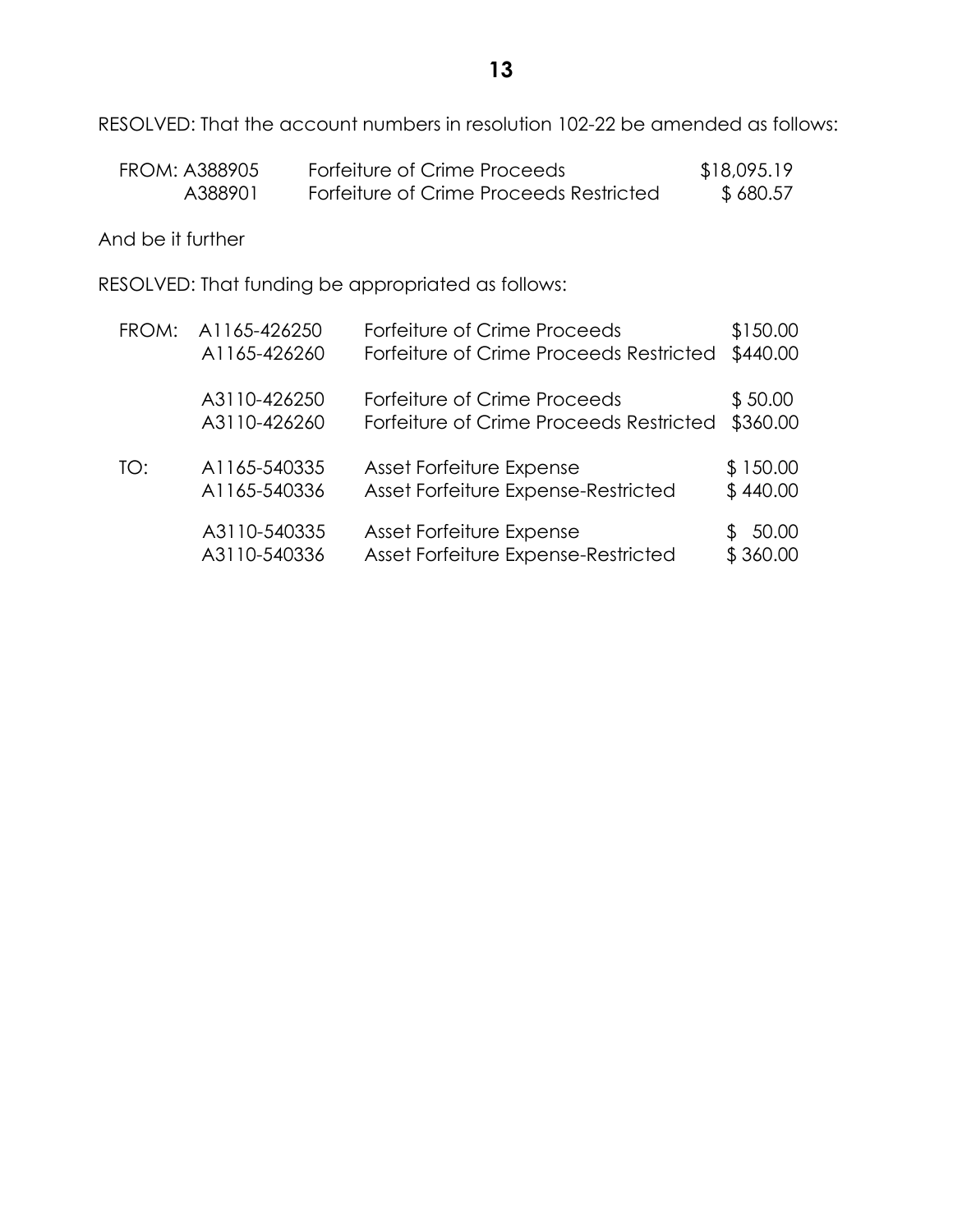RESOLVED: That the account numbers in resolution 102-22 be amended as follows:

| | | | |
|---|---|---|---|
| FROM: | A388905 | Forfeiture of Crime Proceeds | $18,095.19 |
| | A388901 | Forfeiture of Crime Proceeds Restricted | $ 680.57 |

And be it further

RESOLVED: That funding be appropriated as follows:

| | | | |
|---|---|---|---|
| FROM: | A1165-426250 | Forfeiture of Crime Proceeds | $150.00 |
| | A1165-426260 | Forfeiture of Crime Proceeds Restricted | $440.00 |
| | A3110-426250 | Forfeiture of Crime Proceeds | $ 50.00 |
| | A3110-426260 | Forfeiture of Crime Proceeds Restricted | $360.00 |
| TO: | A1165-540335 | Asset Forfeiture Expense | $ 150.00 |
| | A1165-540336 | Asset Forfeiture Expense-Restricted | $ 440.00 |
| | A3110-540335 | Asset Forfeiture Expense | $ 50.00 |
| | A3110-540336 | Asset Forfeiture Expense-Restricted | $ 360.00 |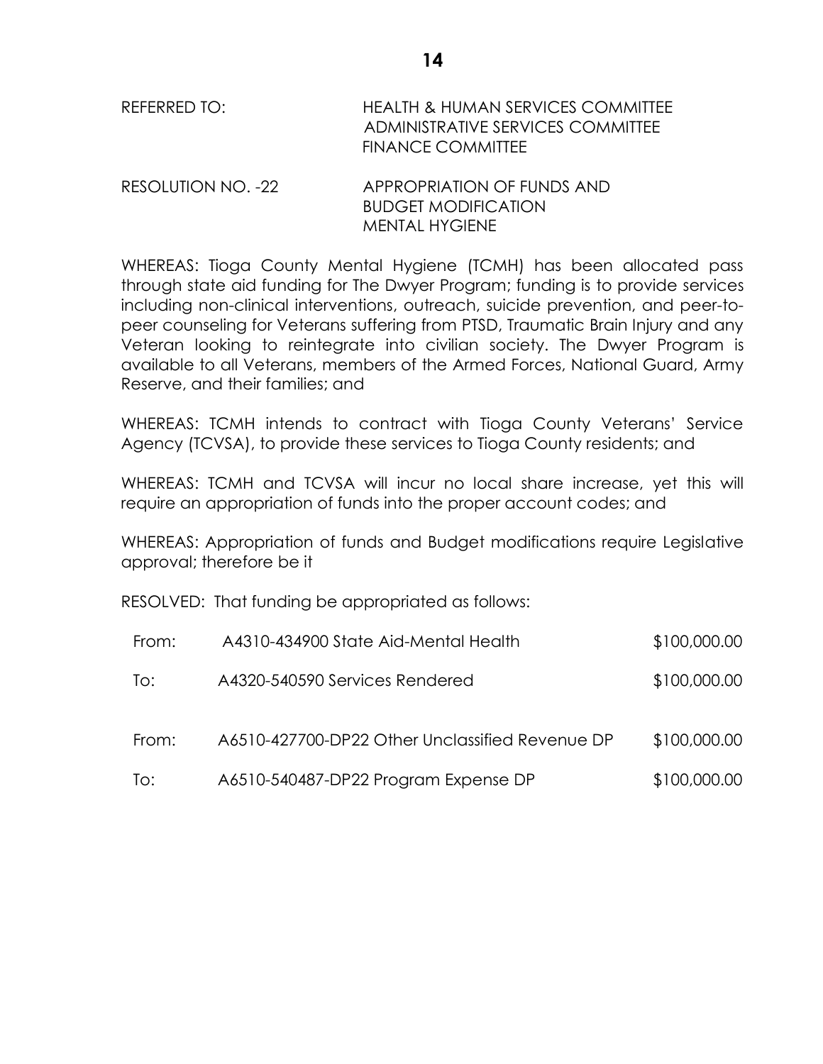REFERRED TO: HEALTH & HUMAN SERVICES COMMITTEE
ADMINISTRATIVE SERVICES COMMITTEE
FINANCE COMMITTEE

RESOLUTION NO. -22 APPROPRIATION OF FUNDS AND
BUDGET MODIFICATION
MENTAL HYGIENE

WHEREAS: Tioga County Mental Hygiene (TCMH) has been allocated pass through state aid funding for The Dwyer Program; funding is to provide services including non-clinical interventions, outreach, suicide prevention, and peer-to-peer counseling for Veterans suffering from PTSD, Traumatic Brain Injury and any Veteran looking to reintegrate into civilian society. The Dwyer Program is available to all Veterans, members of the Armed Forces, National Guard, Army Reserve, and their families; and

WHEREAS: TCMH intends to contract with Tioga County Veterans' Service Agency (TCVSA), to provide these services to Tioga County residents; and

WHEREAS: TCMH and TCVSA will incur no local share increase, yet this will require an appropriation of funds into the proper account codes; and

WHEREAS: Appropriation of funds and Budget modifications require Legislative approval; therefore be it

RESOLVED: That funding be appropriated as follows:

| | | |
|---|---|---|
| From: | A4310-434900 State Aid-Mental Health | $100,000.00 |
| To: | A4320-540590 Services Rendered | $100,000.00 |
| From: | A6510-427700-DP22 Other Unclassified Revenue DP | $100,000.00 |
| To: | A6510-540487-DP22 Program Expense DP | $100,000.00 |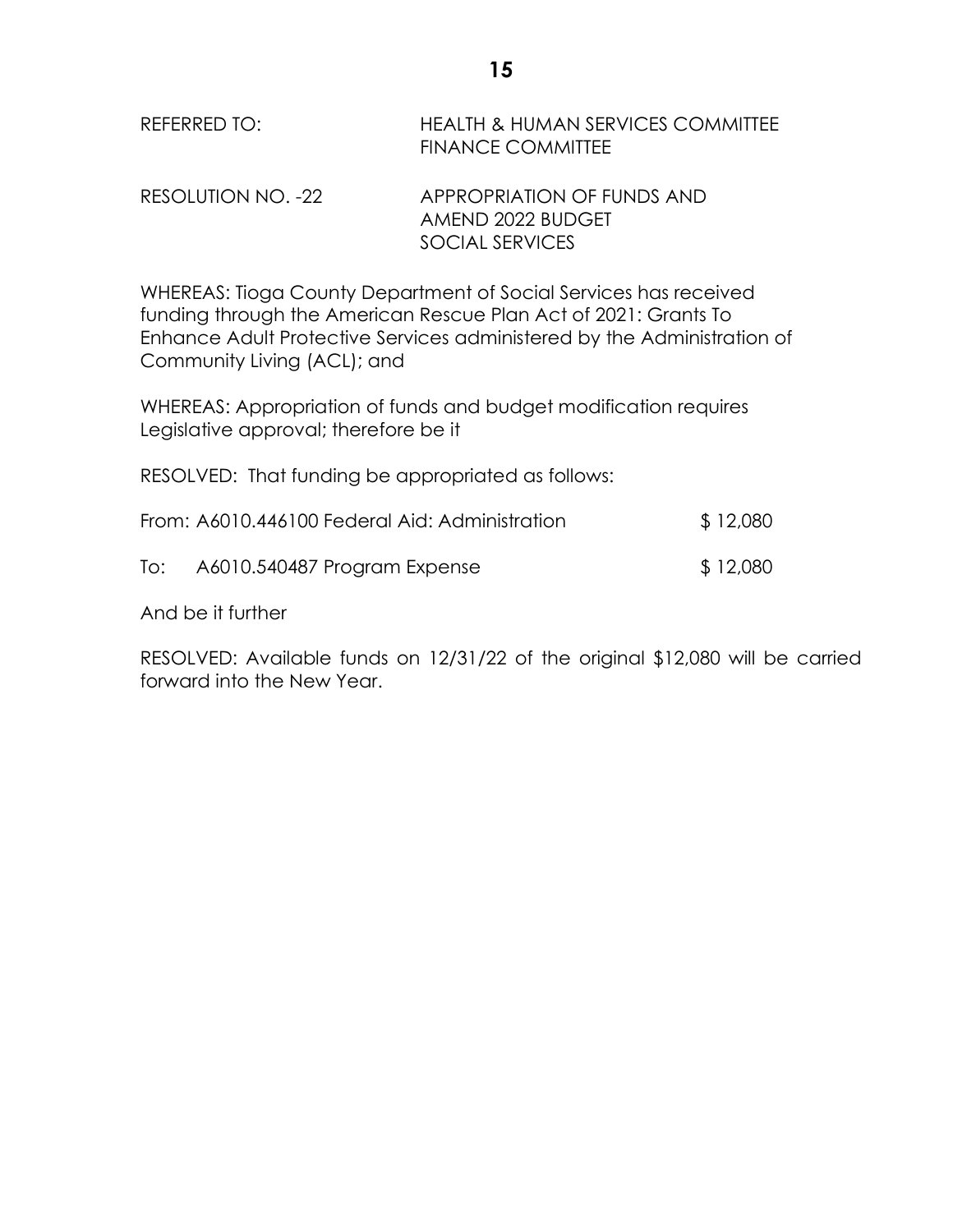REFERRED TO: HEALTH & HUMAN SERVICES COMMITTEE
FINANCE COMMITTEE

RESOLUTION NO. -22 APPROPRIATION OF FUNDS AND AMEND 2022 BUDGET SOCIAL SERVICES

WHEREAS: Tioga County Department of Social Services has received funding through the American Rescue Plan Act of 2021: Grants To Enhance Adult Protective Services administered by the Administration of Community Living (ACL); and

WHEREAS: Appropriation of funds and budget modification requires Legislative approval; therefore be it

RESOLVED: That funding be appropriated as follows:

| | | |
|---|---|---|
| From: | A6010.446100 Federal Aid: Administration | $ 12,080 |
| To: | A6010.540487 Program Expense | $ 12,080 |

And be it further

RESOLVED: Available funds on 12/31/22 of the original $12,080 will be carried forward into the New Year.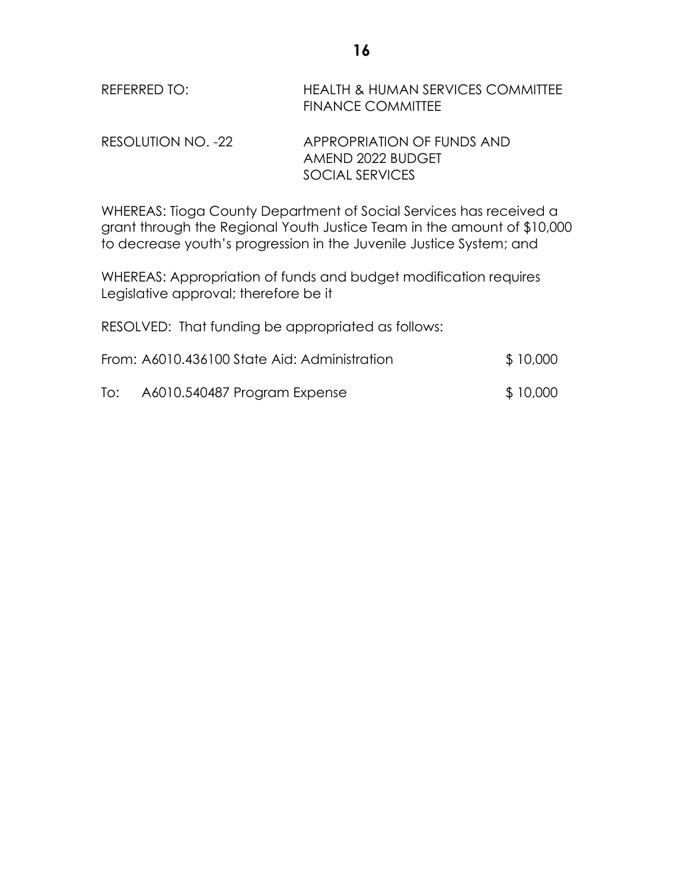REFERRED TO: HEALTH & HUMAN SERVICES COMMITTEE
FINANCE COMMITTEE

RESOLUTION NO. -22 APPROPRIATION OF FUNDS AND
AMEND 2022 BUDGET
SOCIAL SERVICES

WHEREAS: Tioga County Department of Social Services has received a grant through the Regional Youth Justice Team in the amount of $10,000 to decrease youth's progression in the Juvenile Justice System; and

WHEREAS: Appropriation of funds and budget modification requires Legislative approval; therefore be it

RESOLVED: That funding be appropriated as follows:

From: A6010.436100 State Aid: Administration $ 10,000

To: A6010.540487 Program Expense $ 10,000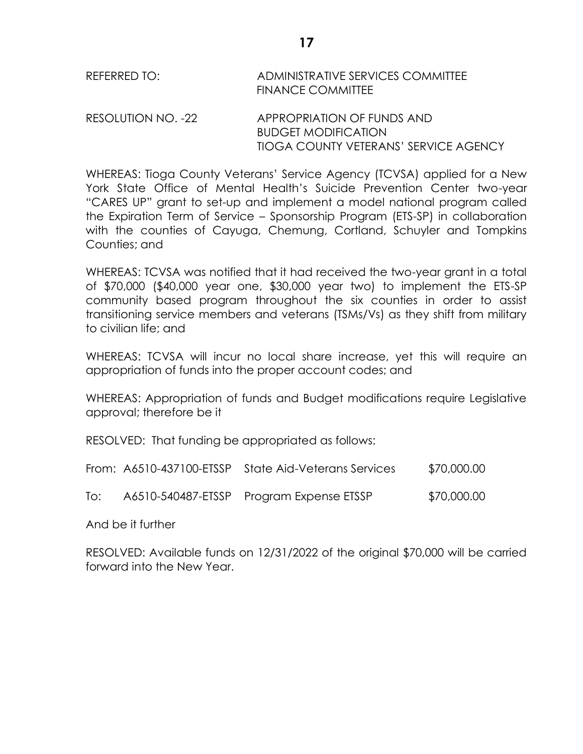REFERRED TO: ADMINISTRATIVE SERVICES COMMITTEE
FINANCE COMMITTEE

RESOLUTION NO. -22 APPROPRIATION OF FUNDS AND
BUDGET MODIFICATION
TIOGA COUNTY VETERANS' SERVICE AGENCY

WHEREAS: Tioga County Veterans' Service Agency (TCVSA) applied for a New York State Office of Mental Health's Suicide Prevention Center two-year "CARES UP" grant to set-up and implement a model national program called the Expiration Term of Service – Sponsorship Program (ETS-SP) in collaboration with the counties of Cayuga, Chemung, Cortland, Schuyler and Tompkins Counties; and

WHEREAS: TCVSA was notified that it had received the two-year grant in a total of $70,000 ($40,000 year one, $30,000 year two) to implement the ETS-SP community based program throughout the six counties in order to assist transitioning service members and veterans (TSMs/Vs) as they shift from military to civilian life; and

WHEREAS: TCVSA will incur no local share increase, yet this will require an appropriation of funds into the proper account codes; and

WHEREAS: Appropriation of funds and Budget modifications require Legislative approval; therefore be it

RESOLVED: That funding be appropriated as follows:

| | | | |
|---|---|---|---|
| From: | A6510-437100-ETSSP | State Aid-Veterans Services | $70,000.00 |
| To: | A6510-540487-ETSSP | Program Expense ETSSP | $70,000.00 |

And be it further

RESOLVED: Available funds on 12/31/2022 of the original $70,000 will be carried forward into the New Year.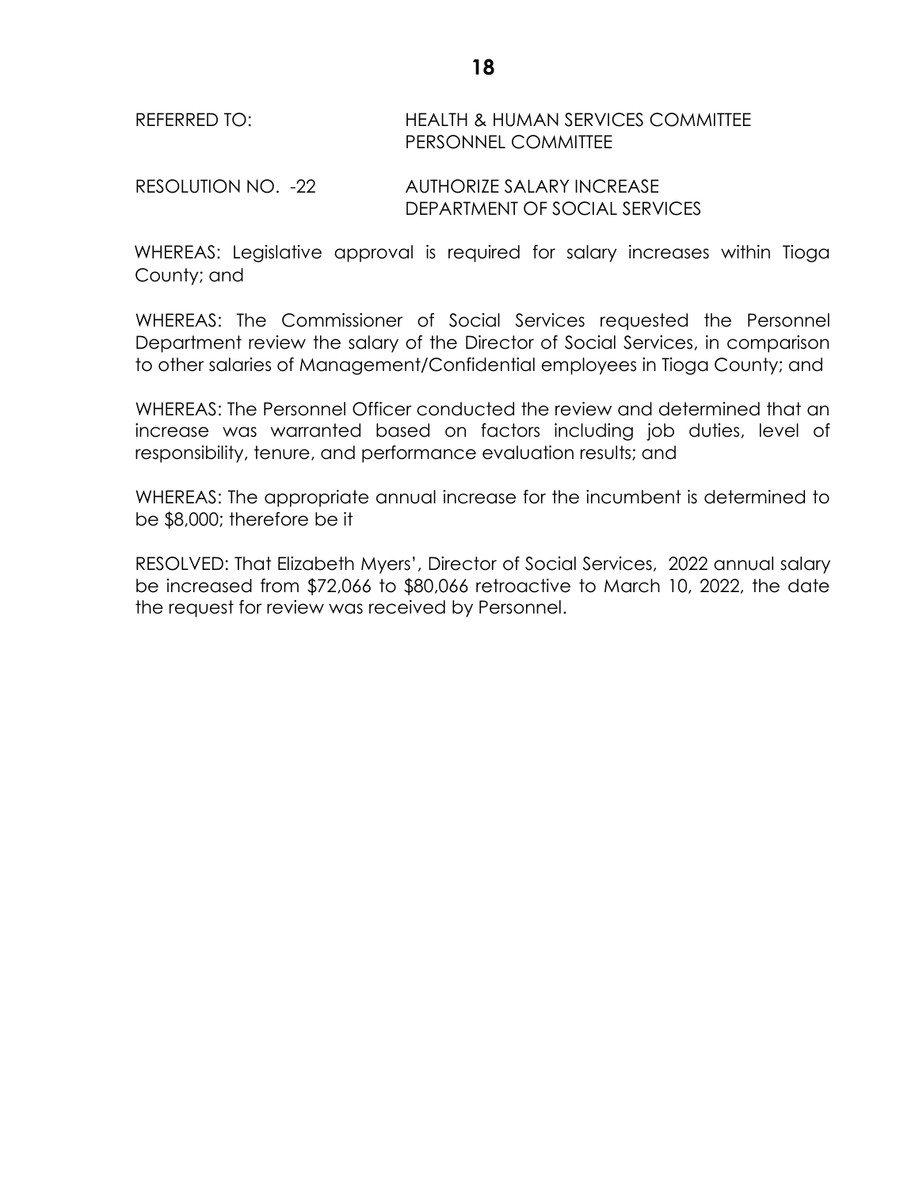REFERRED TO: HEALTH & HUMAN SERVICES COMMITTEE
PERSONNEL COMMITTEE

RESOLUTION NO. -22 AUTHORIZE SALARY INCREASE
DEPARTMENT OF SOCIAL SERVICES

WHEREAS: Legislative approval is required for salary increases within Tioga County; and

WHEREAS: The Commissioner of Social Services requested the Personnel Department review the salary of the Director of Social Services, in comparison to other salaries of Management/Confidential employees in Tioga County; and

WHEREAS: The Personnel Officer conducted the review and determined that an increase was warranted based on factors including job duties, level of responsibility, tenure, and performance evaluation results; and

WHEREAS: The appropriate annual increase for the incumbent is determined to be $8,000; therefore be it

RESOLVED: That Elizabeth Myers', Director of Social Services, 2022 annual salary be increased from $72,066 to $80,066 retroactive to March 10, 2022, the date the request for review was received by Personnel.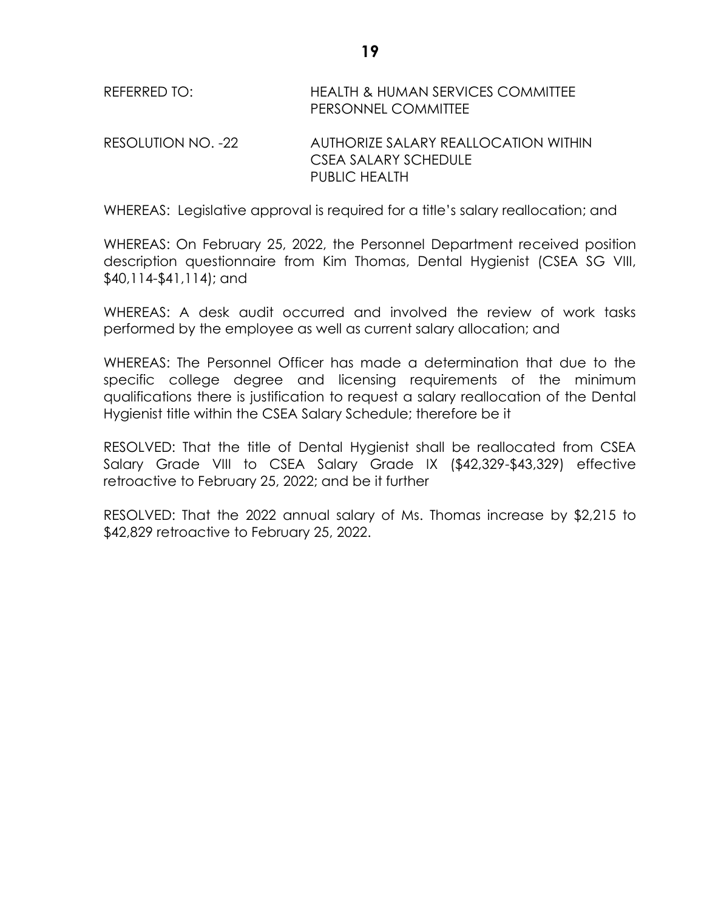REFERRED TO: HEALTH & HUMAN SERVICES COMMITTEE
PERSONNEL COMMITTEE

RESOLUTION NO. -22 AUTHORIZE SALARY REALLOCATION WITHIN CSEA SALARY SCHEDULE
PUBLIC HEALTH

WHEREAS: Legislative approval is required for a title's salary reallocation; and

WHEREAS: On February 25, 2022, the Personnel Department received position description questionnaire from Kim Thomas, Dental Hygienist (CSEA SG VIII, $40,114-$41,114); and

WHEREAS: A desk audit occurred and involved the review of work tasks performed by the employee as well as current salary allocation; and

WHEREAS: The Personnel Officer has made a determination that due to the specific college degree and licensing requirements of the minimum qualifications there is justification to request a salary reallocation of the Dental Hygienist title within the CSEA Salary Schedule; therefore be it

RESOLVED: That the title of Dental Hygienist shall be reallocated from CSEA Salary Grade VIII to CSEA Salary Grade IX ($42,329-$43,329) effective retroactive to February 25, 2022; and be it further

RESOLVED: That the 2022 annual salary of Ms. Thomas increase by $2,215 to $42,829 retroactive to February 25, 2022.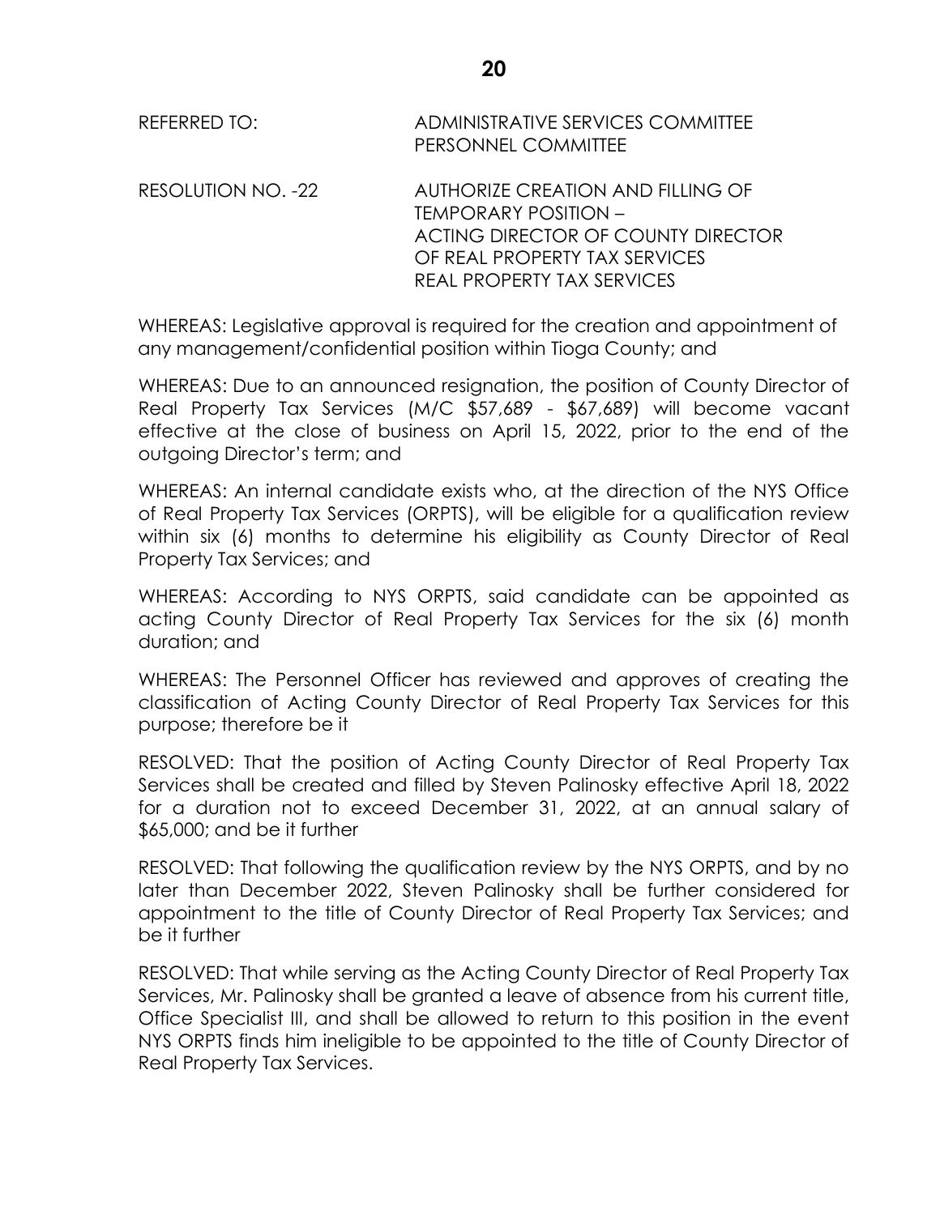REFERRED TO: ADMINISTRATIVE SERVICES COMMITTEE
PERSONNEL COMMITTEE

RESOLUTION NO. -22 AUTHORIZE CREATION AND FILLING OF TEMPORARY POSITION – ACTING DIRECTOR OF COUNTY DIRECTOR OF REAL PROPERTY TAX SERVICES
REAL PROPERTY TAX SERVICES

WHEREAS: Legislative approval is required for the creation and appointment of any management/confidential position within Tioga County; and

WHEREAS: Due to an announced resignation, the position of County Director of Real Property Tax Services (M/C $57,689 - $67,689) will become vacant effective at the close of business on April 15, 2022, prior to the end of the outgoing Director's term; and

WHEREAS: An internal candidate exists who, at the direction of the NYS Office of Real Property Tax Services (ORPTS), will be eligible for a qualification review within six (6) months to determine his eligibility as County Director of Real Property Tax Services; and

WHEREAS: According to NYS ORPTS, said candidate can be appointed as acting County Director of Real Property Tax Services for the six (6) month duration; and

WHEREAS: The Personnel Officer has reviewed and approves of creating the classification of Acting County Director of Real Property Tax Services for this purpose; therefore be it

RESOLVED: That the position of Acting County Director of Real Property Tax Services shall be created and filled by Steven Palinosky effective April 18, 2022 for a duration not to exceed December 31, 2022, at an annual salary of $65,000; and be it further

RESOLVED: That following the qualification review by the NYS ORPTS, and by no later than December 2022, Steven Palinosky shall be further considered for appointment to the title of County Director of Real Property Tax Services; and be it further

RESOLVED: That while serving as the Acting County Director of Real Property Tax Services, Mr. Palinosky shall be granted a leave of absence from his current title, Office Specialist III, and shall be allowed to return to this position in the event NYS ORPTS finds him ineligible to be appointed to the title of County Director of Real Property Tax Services.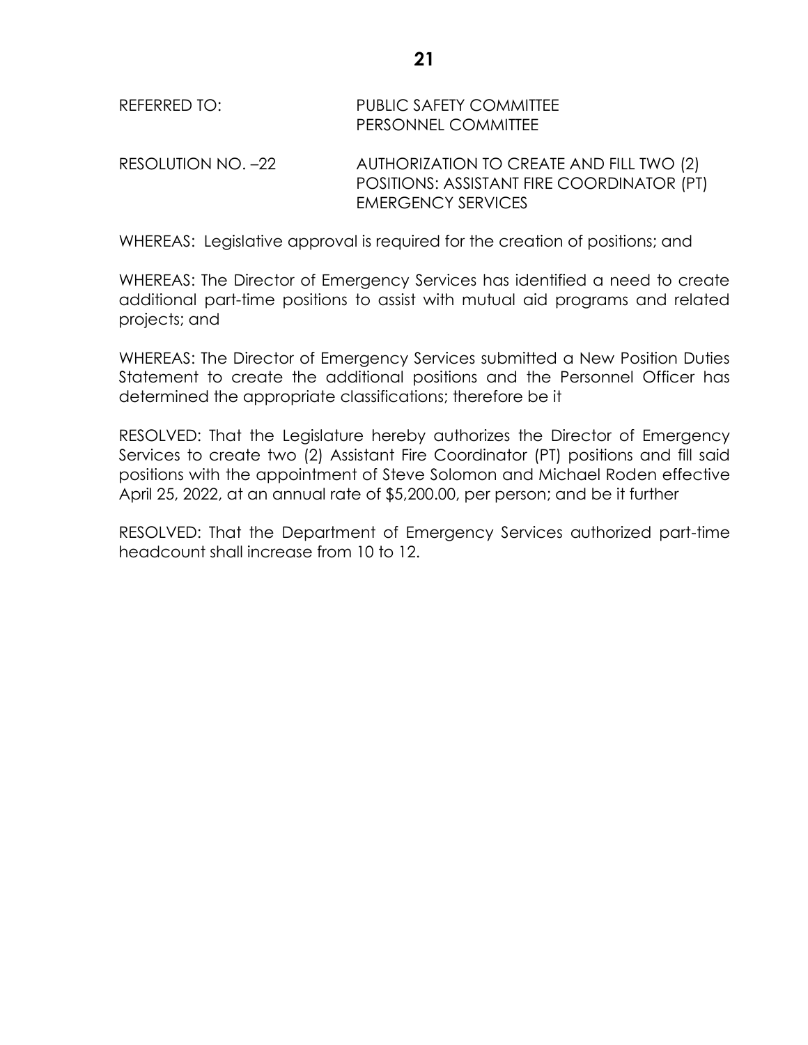REFERRED TO: PUBLIC SAFETY COMMITTEE
PERSONNEL COMMITTEE

RESOLUTION NO. –22 AUTHORIZATION TO CREATE AND FILL TWO (2) POSITIONS: ASSISTANT FIRE COORDINATOR (PT) EMERGENCY SERVICES

WHEREAS: Legislative approval is required for the creation of positions; and

WHEREAS: The Director of Emergency Services has identified a need to create additional part-time positions to assist with mutual aid programs and related projects; and

WHEREAS: The Director of Emergency Services submitted a New Position Duties Statement to create the additional positions and the Personnel Officer has determined the appropriate classifications; therefore be it

RESOLVED: That the Legislature hereby authorizes the Director of Emergency Services to create two (2) Assistant Fire Coordinator (PT) positions and fill said positions with the appointment of Steve Solomon and Michael Roden effective April 25, 2022, at an annual rate of $5,200.00, per person; and be it further

RESOLVED: That the Department of Emergency Services authorized part-time headcount shall increase from 10 to 12.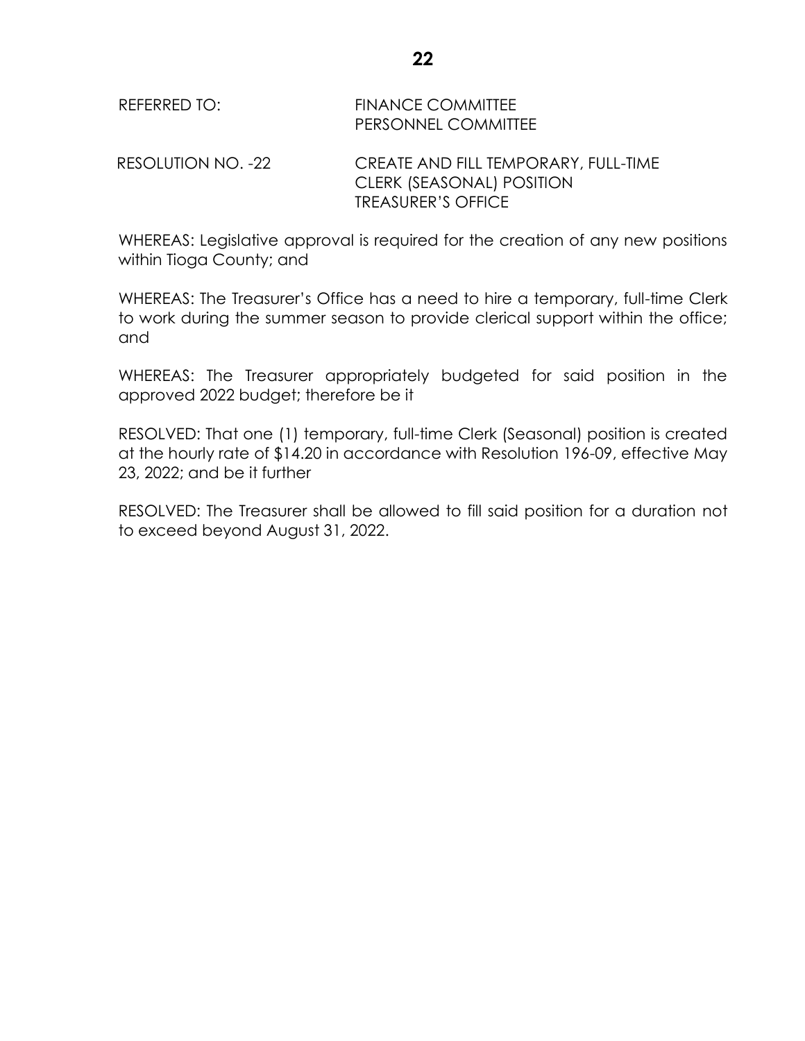REFERRED TO: FINANCE COMMITTEE
PERSONNEL COMMITTEE

RESOLUTION NO. -22 CREATE AND FILL TEMPORARY, FULL-TIME CLERK (SEASONAL) POSITION TREASURER'S OFFICE

WHEREAS: Legislative approval is required for the creation of any new positions within Tioga County; and

WHEREAS: The Treasurer's Office has a need to hire a temporary, full-time Clerk to work during the summer season to provide clerical support within the office; and

WHEREAS: The Treasurer appropriately budgeted for said position in the approved 2022 budget; therefore be it

RESOLVED: That one (1) temporary, full-time Clerk (Seasonal) position is created at the hourly rate of $14.20 in accordance with Resolution 196-09, effective May 23, 2022; and be it further

RESOLVED: The Treasurer shall be allowed to fill said position for a duration not to exceed beyond August 31, 2022.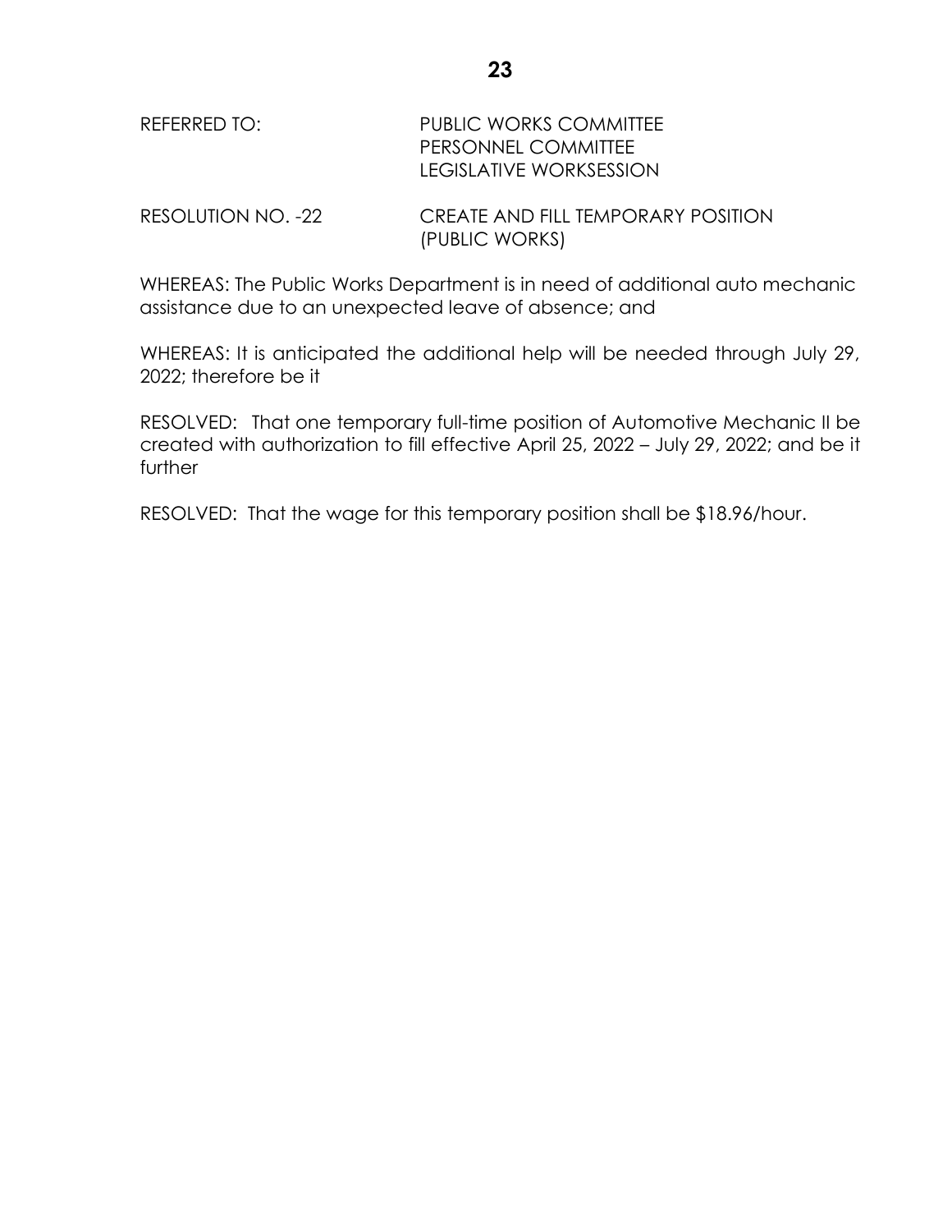REFERRED TO: PUBLIC WORKS COMMITTEE
PERSONNEL COMMITTEE
LEGISLATIVE WORKSESSION

RESOLUTION NO. -22 CREATE AND FILL TEMPORARY POSITION (PUBLIC WORKS)

WHEREAS: The Public Works Department is in need of additional auto mechanic assistance due to an unexpected leave of absence; and

WHEREAS: It is anticipated the additional help will be needed through July 29, 2022; therefore be it

RESOLVED: That one temporary full-time position of Automotive Mechanic II be created with authorization to fill effective April 25, 2022 – July 29, 2022; and be it further

RESOLVED: That the wage for this temporary position shall be $18.96/hour.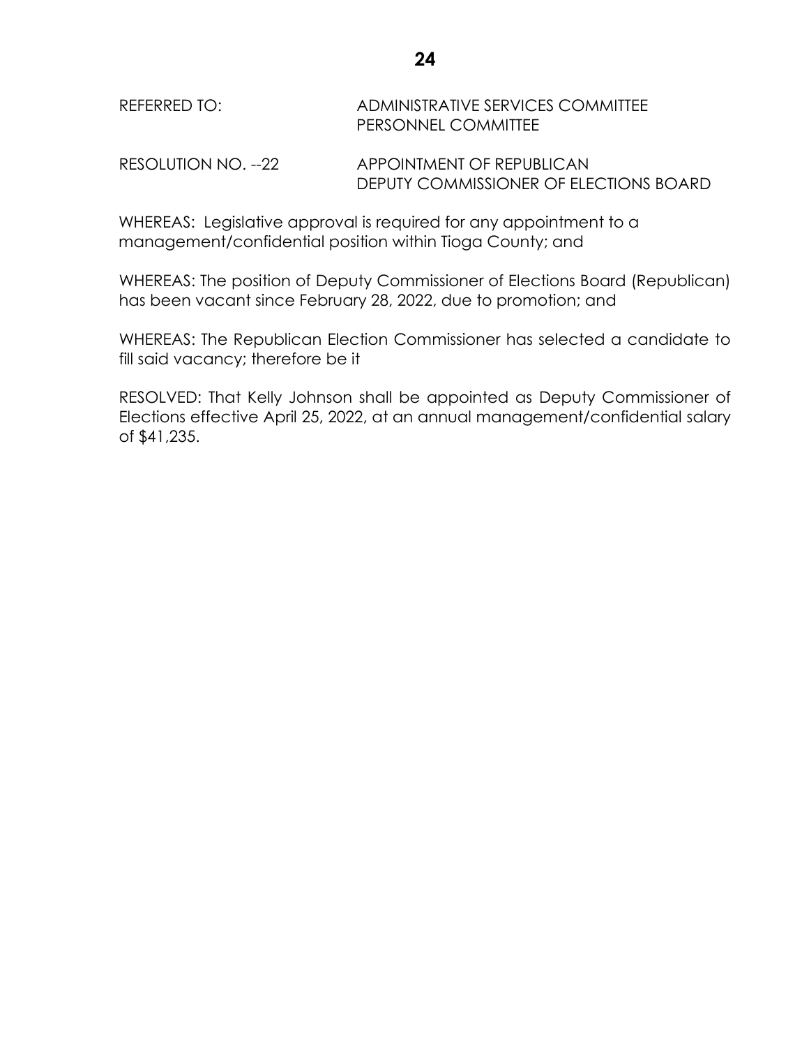REFERRED TO: ADMINISTRATIVE SERVICES COMMITTEE
PERSONNEL COMMITTEE

RESOLUTION NO. --22 APPOINTMENT OF REPUBLICAN DEPUTY COMMISSIONER OF ELECTIONS BOARD

WHEREAS: Legislative approval is required for any appointment to a management/confidential position within Tioga County; and

WHEREAS: The position of Deputy Commissioner of Elections Board (Republican) has been vacant since February 28, 2022, due to promotion; and

WHEREAS: The Republican Election Commissioner has selected a candidate to fill said vacancy; therefore be it

RESOLVED: That Kelly Johnson shall be appointed as Deputy Commissioner of Elections effective April 25, 2022, at an annual management/confidential salary of $41,235.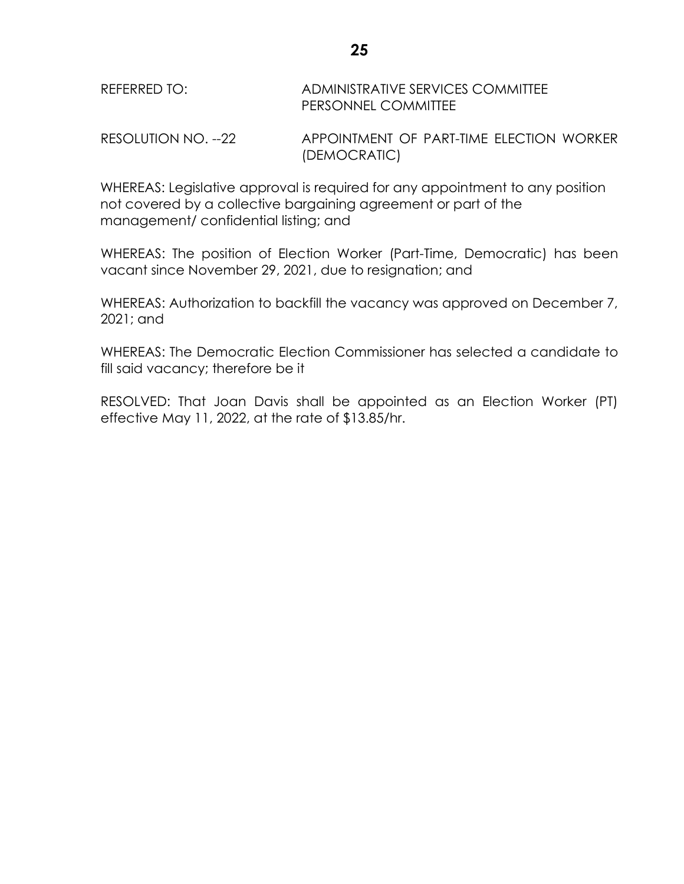REFERRED TO: ADMINISTRATIVE SERVICES COMMITTEE
PERSONNEL COMMITTEE

RESOLUTION NO. --22 APPOINTMENT OF PART-TIME ELECTION WORKER (DEMOCRATIC)

WHEREAS: Legislative approval is required for any appointment to any position not covered by a collective bargaining agreement or part of the management/ confidential listing; and

WHEREAS: The position of Election Worker (Part-Time, Democratic) has been vacant since November 29, 2021, due to resignation; and

WHEREAS: Authorization to backfill the vacancy was approved on December 7, 2021; and

WHEREAS: The Democratic Election Commissioner has selected a candidate to fill said vacancy; therefore be it

RESOLVED: That Joan Davis shall be appointed as an Election Worker (PT) effective May 11, 2022, at the rate of $13.85/hr.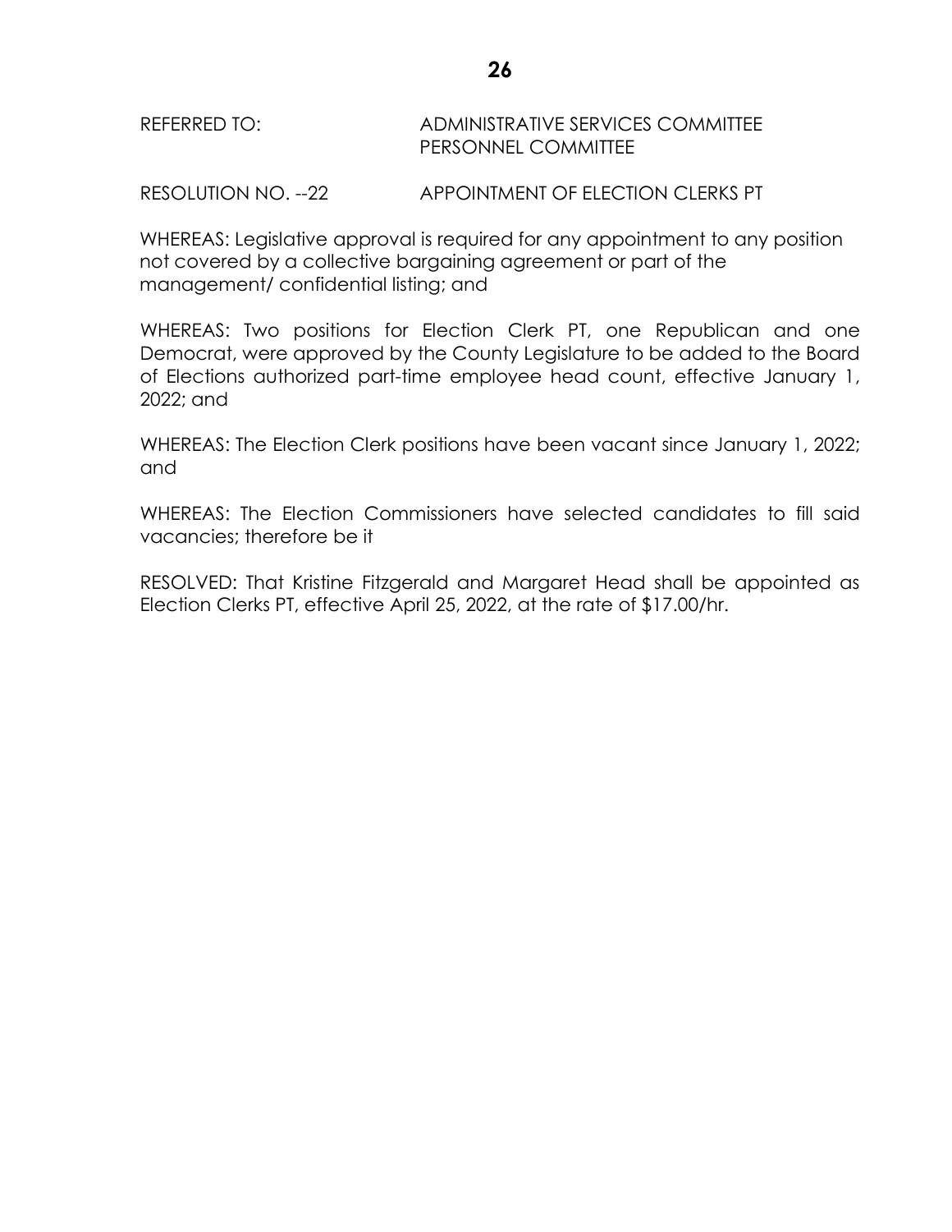REFERRED TO: ADMINISTRATIVE SERVICES COMMITTEE
PERSONNEL COMMITTEE

RESOLUTION NO. --22 APPOINTMENT OF ELECTION CLERKS PT

WHEREAS: Legislative approval is required for any appointment to any position not covered by a collective bargaining agreement or part of the management/ confidential listing; and

WHEREAS: Two positions for Election Clerk PT, one Republican and one Democrat, were approved by the County Legislature to be added to the Board of Elections authorized part-time employee head count, effective January 1, 2022; and

WHEREAS: The Election Clerk positions have been vacant since January 1, 2022; and

WHEREAS: The Election Commissioners have selected candidates to fill said vacancies; therefore be it

RESOLVED: That Kristine Fitzgerald and Margaret Head shall be appointed as Election Clerks PT, effective April 25, 2022, at the rate of $17.00/hr.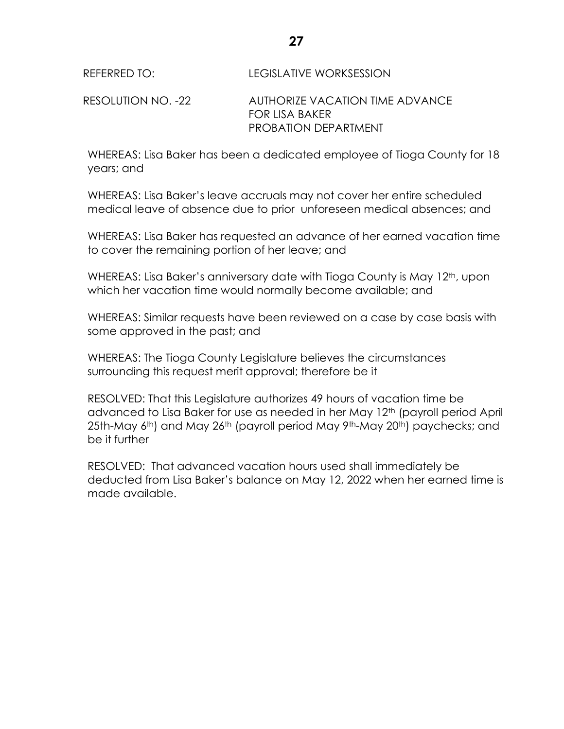REFERRED TO: LEGISLATIVE WORKSESSION

RESOLUTION NO. -22 AUTHORIZE VACATION TIME ADVANCE FOR LISA BAKER PROBATION DEPARTMENT

WHEREAS: Lisa Baker has been a dedicated employee of Tioga County for 18 years; and

WHEREAS: Lisa Baker's leave accruals may not cover her entire scheduled medical leave of absence due to prior unforeseen medical absences; and

WHEREAS: Lisa Baker has requested an advance of her earned vacation time to cover the remaining portion of her leave; and

WHEREAS: Lisa Baker's anniversary date with Tioga County is May 12th, upon which her vacation time would normally become available; and

WHEREAS: Similar requests have been reviewed on a case by case basis with some approved in the past; and

WHEREAS: The Tioga County Legislature believes the circumstances surrounding this request merit approval; therefore be it

RESOLVED: That this Legislature authorizes 49 hours of vacation time be advanced to Lisa Baker for use as needed in her May 12th (payroll period April 25th-May 6th) and May 26th (payroll period May 9th-May 20th) paychecks; and be it further

RESOLVED: That advanced vacation hours used shall immediately be deducted from Lisa Baker's balance on May 12, 2022 when her earned time is made available.